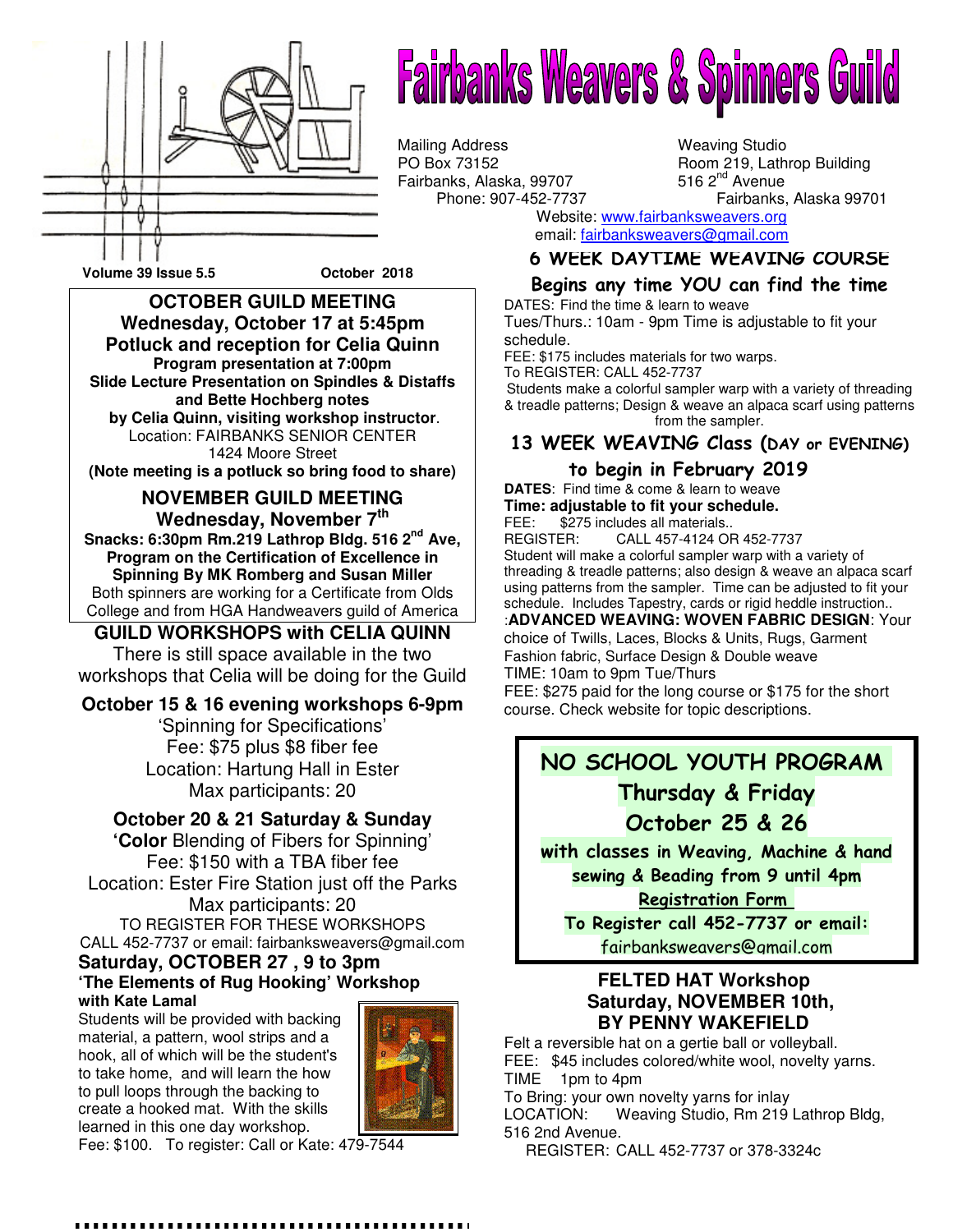# Fairbanks Weavers & Spinners Guild

Mailing Address
PO Box 73152
Fairbanks, Alaska, 99707
Phone: 907-452-7737

Weaving Studio
Room 219, Lathrop Building
516 2nd Avenue
Fairbanks, Alaska 99701

Website: www.fairbanksweavers.org
email: fairbanksweavers@gmail.com

**Volume 39 Issue 5.5** **October 2018**

## OCTOBER GUILD MEETING

**Wednesday, October 17 at 5:45pm**
**Potluck and reception for Celia Quinn**
**Program presentation at 7:00pm**
**Slide Lecture Presentation on Spindles & Distaffs and Bette Hochberg notes**
**by Celia Quinn, visiting workshop instructor**.
Location: FAIRBANKS SENIOR CENTER
1424 Moore Street
**(Note meeting is a potluck so bring food to share)**

## NOVEMBER GUILD MEETING

**Wednesday, November 7th**
**Snacks: 6:30pm Rm.219 Lathrop Bldg. 516 2nd Ave,**
**Program on the Certification of Excellence in Spinning By MK Romberg and Susan Miller**
Both spinners are working for a Certificate from Olds College and from HGA Handweavers guild of America

## GUILD WORKSHOPS with CELIA QUINN

There is still space available in the two workshops that Celia will be doing for the Guild

**October 15 & 16 evening workshops 6-9pm**
'Spinning for Specifications'
Fee: $75 plus $8 fiber fee
Location: Hartung Hall in Ester
Max participants: 20

**October 20 & 21 Saturday & Sunday**
'**Color** Blending of Fibers for Spinning'
Fee: $150 with a TBA fiber fee
Location: Ester Fire Station just off the Parks
Max participants: 20

TO REGISTER FOR THESE WORKSHOPS
CALL 452-7737 or email: fairbanksweavers@gmail.com

### Saturday, OCTOBER 27 , 9 to 3pm

**'The Elements of Rug Hooking' Workshop**
**with Kate Lamal**

Students will be provided with backing material, a pattern, wool strips and a hook, all of which will be the student's to take home, and will learn the how to pull loops through the backing to create a hooked mat. With the skills learned in this one day workshop.
Fee: $100. To register: Call or Kate: 479-7544

## 6 WEEK DAYTIME WEAVING COURSE

**Begins any time YOU can find the time**

DATES: Find the time & learn to weave
Tues/Thurs.: 10am - 9pm Time is adjustable to fit your schedule.
FEE: $175 includes materials for two warps.
To REGISTER: CALL 452-7737
Students make a colorful sampler warp with a variety of threading & treadle patterns; Design & weave an alpaca scarf using patterns from the sampler.

## 13 WEEK WEAVING Class (DAY or EVENING) to begin in February 2019

**DATES**: Find time & come & learn to weave
**Time: adjustable to fit your schedule.**
FEE: $275 includes all materials..
REGISTER: CALL 457-4124 OR 452-7737
Student will make a colorful sampler warp with a variety of threading & treadle patterns; also design & weave an alpaca scarf using patterns from the sampler. Time can be adjusted to fit your schedule. Includes Tapestry, cards or rigid heddle instruction..
:**ADVANCED WEAVING: WOVEN FABRIC DESIGN**: Your choice of Twills, Laces, Blocks & Units, Rugs, Garment Fashion fabric, Surface Design & Double weave
TIME: 10am to 9pm Tue/Thurs
FEE: $275 paid for the long course or $175 for the short course. Check website for topic descriptions.

## NO SCHOOL YOUTH PROGRAM

**Thursday & Friday**
**October 25 & 26**
**with classes in Weaving, Machine & hand sewing & Beading from 9 until 4pm**
**Registration Form**
**To Register call 452-7737 or email:**
fairbanksweavers@gmail.com

## FELTED HAT Workshop

**Saturday, NOVEMBER 10th,**
**BY PENNY WAKEFIELD**

Felt a reversible hat on a gertie ball or volleyball.
FEE: $45 includes colored/white wool, novelty yarns.
TIME 1pm to 4pm
To Bring: your own novelty yarns for inlay
LOCATION: Weaving Studio, Rm 219 Lathrop Bldg, 516 2nd Avenue.
REGISTER: CALL 452-7737 or 378-3324c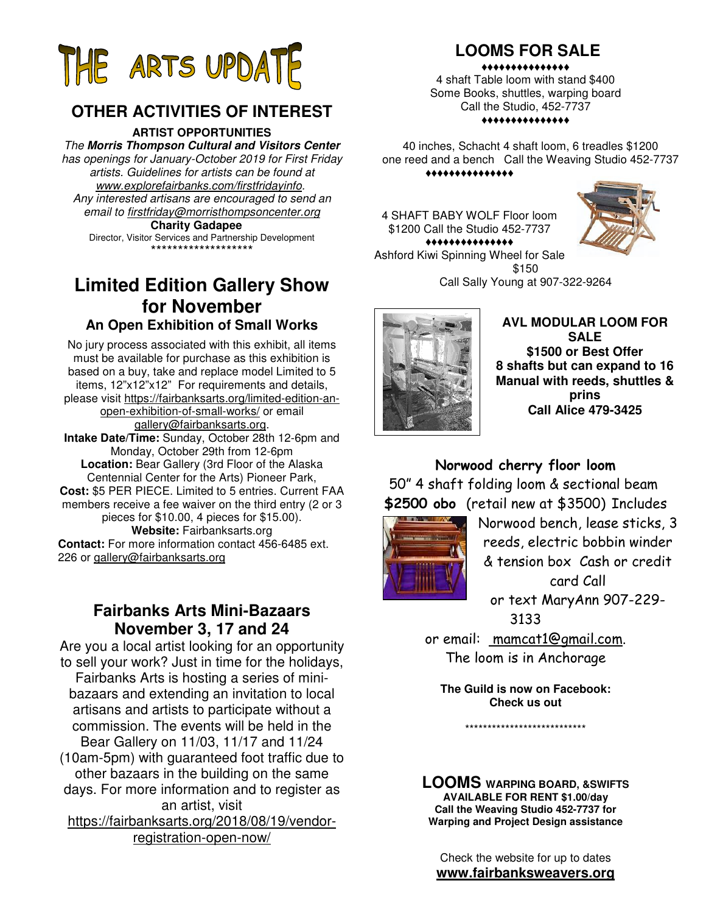# THE ARTS UPDATE

## OTHER ACTIVITIES OF INTEREST

**ARTIST OPPORTUNITIES**

*The* ***Morris Thompson Cultural and Visitors Center*** *has openings for January-October 2019 for First Friday artists. Guidelines for artists can be found at www.explorefairbanks.com/firstfridayinfo. Any interested artisans are encouraged to send an email to firstfriday@morristhompsoncenter.org*

**Charity Gadapee**
Director, Visitor Services and Partnership Development

*******************

## Limited Edition Gallery Show for November

### An Open Exhibition of Small Works

No jury process associated with this exhibit, all items must be available for purchase as this exhibition is based on a buy, take and replace model Limited to 5 items, 12"x12"x12" For requirements and details, please visit https://fairbanksarts.org/limited-edition-an-open-exhibition-of-small-works/ or email gallery@fairbanksarts.org.

**Intake Date/Time:** Sunday, October 28th 12-6pm and Monday, October 29th from 12-6pm

**Location:** Bear Gallery (3rd Floor of the Alaska Centennial Center for the Arts) Pioneer Park,

**Cost:** $5 PER PIECE. Limited to 5 entries. Current FAA members receive a fee waiver on the third entry (2 or 3 pieces for $10.00, 4 pieces for $15.00).

**Website:** Fairbanksarts.org

**Contact:** For more information contact 456-6485 ext. 226 or gallery@fairbanksarts.org

## Fairbanks Arts Mini-Bazaars November 3, 17 and 24

Are you a local artist looking for an opportunity to sell your work? Just in time for the holidays, Fairbanks Arts is hosting a series of mini-bazaars and extending an invitation to local artisans and artists to participate without a commission. The events will be held in the Bear Gallery on 11/03, 11/17 and 11/24 (10am-5pm) with guaranteed foot traffic due to other bazaars in the building on the same days. For more information and to register as an artist, visit https://fairbanksarts.org/2018/08/19/vendor-registration-open-now/

## LOOMS FOR SALE

♦♦♦♦♦♦♦♦♦♦♦♦♦♦♦

4 shaft Table loom with stand $400
Some Books, shuttles, warping board
Call the Studio, 452-7737

♦♦♦♦♦♦♦♦♦♦♦♦♦♦♦

40 inches, Schacht 4 shaft loom, 6 treadles $1200 one reed and a bench Call the Weaving Studio 452-7737

♦♦♦♦♦♦♦♦♦♦♦♦♦♦♦

4 SHAFT BABY WOLF Floor loom
$1200 Call the Studio 452-7737

♦♦♦♦♦♦♦♦♦♦♦♦♦♦♦

Ashford Kiwi Spinning Wheel for Sale
$150
Call Sally Young at 907-322-9264

**AVL MODULAR LOOM FOR SALE**
**$1500 or Best Offer**
**8 shafts but can expand to 16**
**Manual with reeds, shuttles & prins**
**Call Alice 479-3425**

**Norwood cherry floor loom**

50" 4 shaft folding loom & sectional beam **$2500 obo** (retail new at $3500) Includes Norwood bench, lease sticks, 3 reeds, electric bobbin winder & tension box Cash or credit card Call or text MaryAnn 907-229-3133 or email: mamcat1@gmail.com. The loom is in Anchorage

**The Guild is now on Facebook: Check us out**

***************************

**LOOMS WARPING BOARD, &SWIFTS AVAILABLE FOR RENT $1.00/day**
**Call the Weaving Studio 452-7737 for Warping and Project Design assistance**

Check the website for up to dates
**www.fairbanksweavers.org**